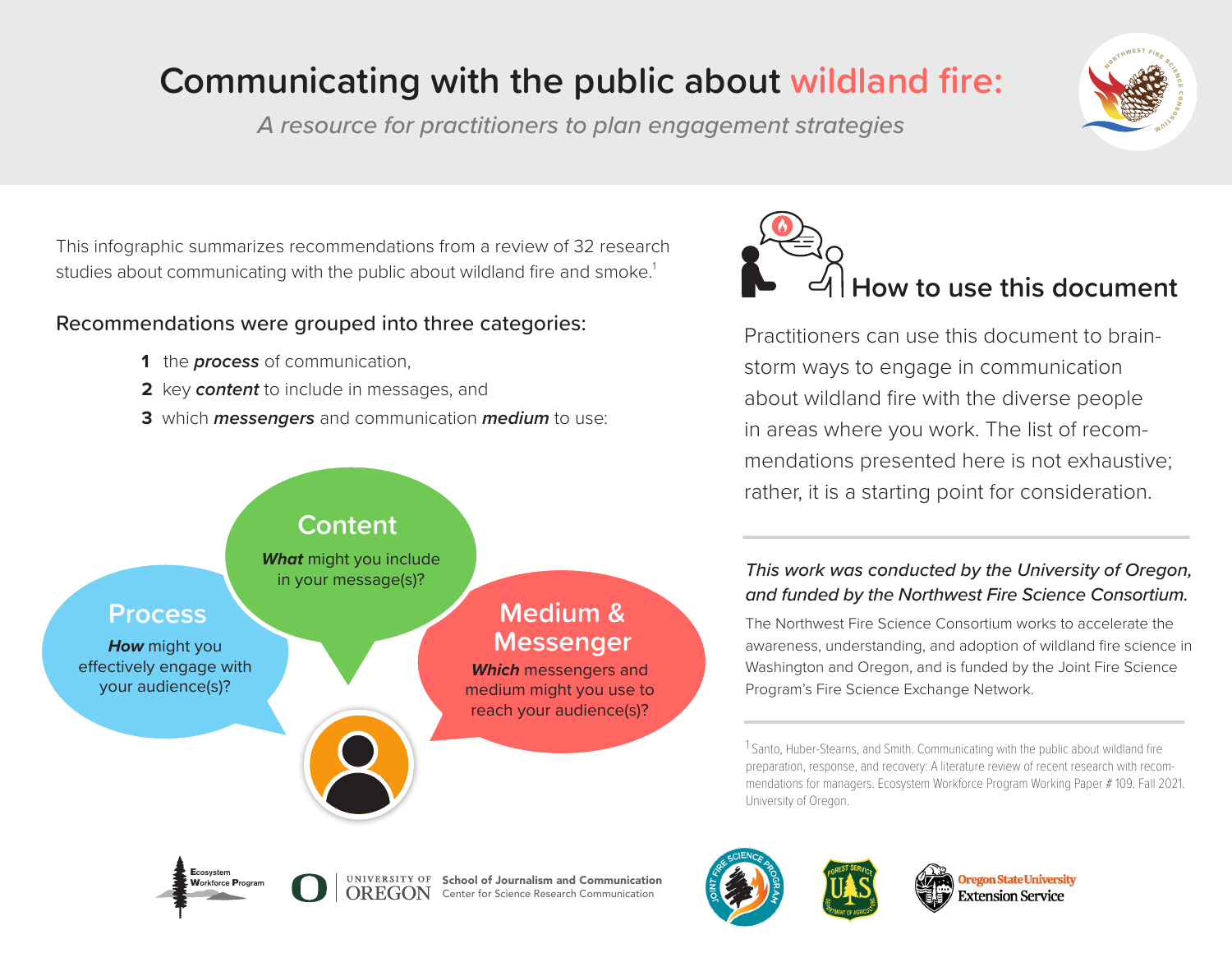# Communicating with the public about wildland fire:

*A resource for practitioners to plan engagement strategies*

This infographic summarizes recommendations from a review of 32 research studies about communicating with the public about wildland fire and smoke.[1]

Recommendations were grouped into three categories:

1. the ***process*** of communication,
2. key ***content*** to include in messages, and
3. which ***messengers*** and communication ***medium*** to use:

**Process**

***How*** might you effectively engage with your audience(s)?

**Content**

***What*** might you include in your message(s)?

**Medium & Messenger**

***Which*** messengers and medium might you use to reach your audience(s)?

## How to use this document

Practitioners can use this document to brainstorm ways to engage in communication about wildland fire with the diverse people in areas where you work. The list of recommendations presented here is not exhaustive; rather, it is a starting point for consideration.

*This work was conducted by the University of Oregon, and funded by the Northwest Fire Science Consortium.*

The Northwest Fire Science Consortium works to accelerate the awareness, understanding, and adoption of wildland fire science in Washington and Oregon, and is funded by the Joint Fire Science Program's Fire Science Exchange Network.

[1] Santo, Huber-Stearns, and Smith. Communicating with the public about wildland fire preparation, response, and recovery: A literature review of recent research with recommendations for managers. Ecosystem Workforce Program Working Paper # 109. Fall 2021. University of Oregon.

Ecosystem Workforce Program | University of Oregon School of Journalism and Communication, Center for Science Research Communication | Joint Fire Science Program | Forest Service, Department of Agriculture | Oregon State University Extension Service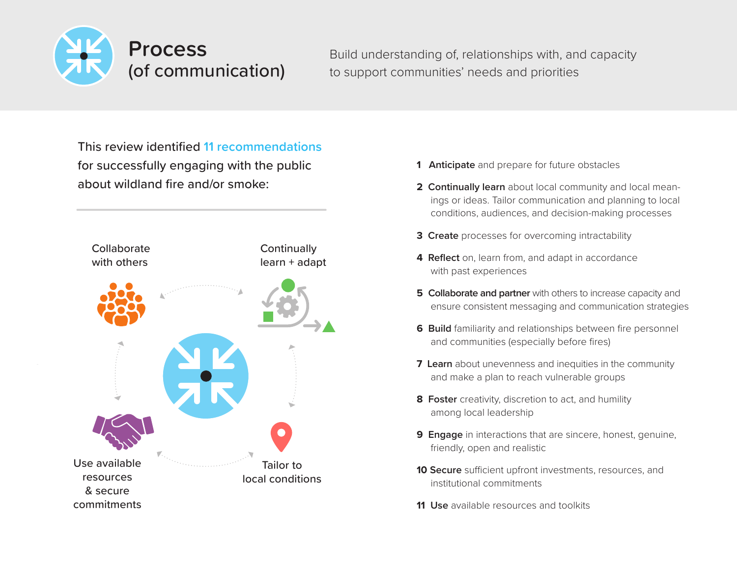# Process (of communication)

Build understanding of, relationships with, and capacity to support communities' needs and priorities

This review identified **11 recommendations** for successfully engaging with the public about wildland fire and/or smoke:

Collaborate with others

Continually learn + adapt

Use available resources & secure commitments

Tailor to local conditions

1. **Anticipate** and prepare for future obstacles
2. **Continually learn** about local community and local meanings or ideas. Tailor communication and planning to local conditions, audiences, and decision-making processes
3. **Create** processes for overcoming intractability
4. **Reflect** on, learn from, and adapt in accordance with past experiences
5. **Collaborate and partner** with others to increase capacity and ensure consistent messaging and communication strategies
6. **Build** familiarity and relationships between fire personnel and communities (especially before fires)
7. **Learn** about unevenness and inequities in the community and make a plan to reach vulnerable groups
8. **Foster** creativity, discretion to act, and humility among local leadership
9. **Engage** in interactions that are sincere, honest, genuine, friendly, open and realistic
10. **Secure** sufficient upfront investments, resources, and institutional commitments
11. **Use** available resources and toolkits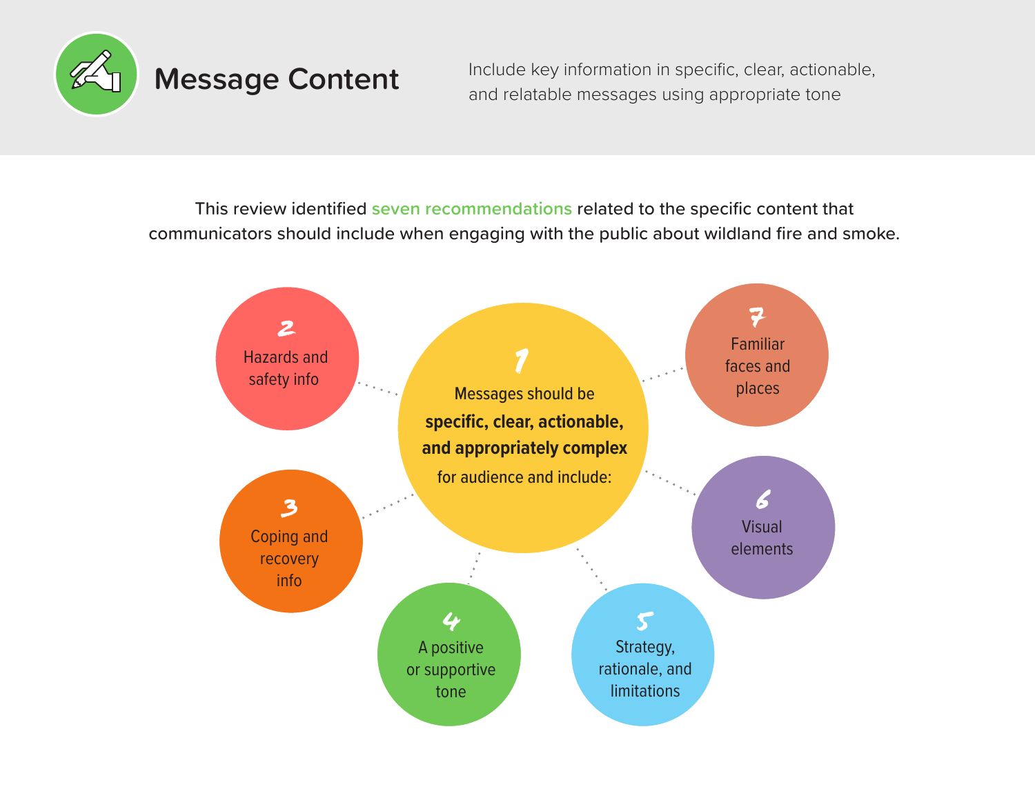# Message Content

Include key information in specific, clear, actionable, and relatable messages using appropriate tone

This review identified seven recommendations related to the specific content that communicators should include when engaging with the public about wildland fire and smoke.

1. Messages should be **specific, clear, actionable, and appropriately complex** for audience and include:
2. Hazards and safety info
3. Coping and recovery info
4. A positive or supportive tone
5. Strategy, rationale, and limitations
6. Visual elements
7. Familiar faces and places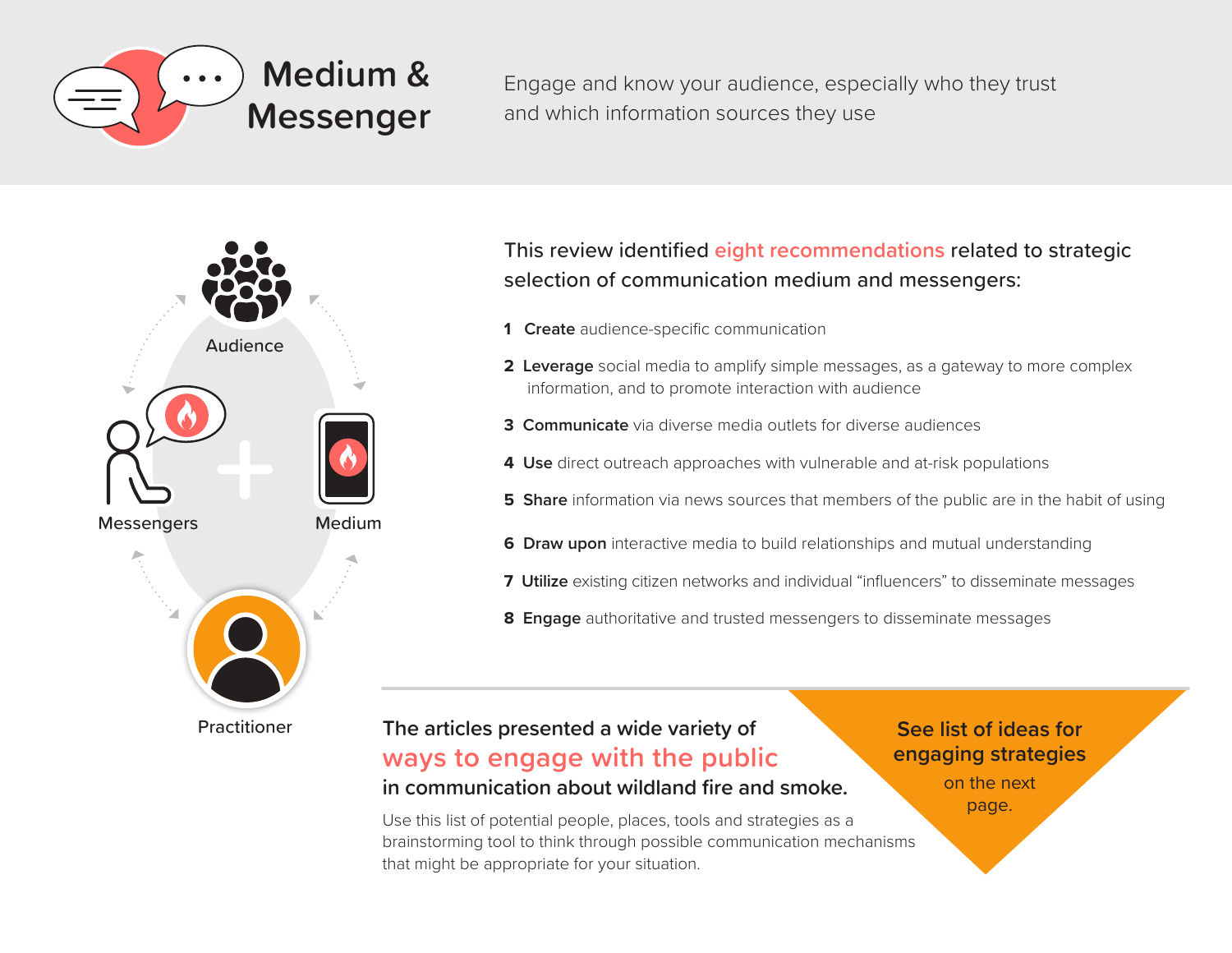# Medium & Messenger

Engage and know your audience, especially who they trust and which information sources they use

Audience

Messengers

Medium

Practitioner

This review identified eight recommendations related to strategic selection of communication medium and messengers:

1. **Create** audience-specific communication
2. **Leverage** social media to amplify simple messages, as a gateway to more complex information, and to promote interaction with audience
3. **Communicate** via diverse media outlets for diverse audiences
4. **Use** direct outreach approaches with vulnerable and at-risk populations
5. **Share** information via news sources that members of the public are in the habit of using
6. **Draw upon** interactive media to build relationships and mutual understanding
7. **Utilize** existing citizen networks and individual "influencers" to disseminate messages
8. **Engage** authoritative and trusted messengers to disseminate messages

---

The articles presented a wide variety of **ways to engage with the public** in communication about wildland fire and smoke.

Use this list of potential people, places, tools and strategies as a brainstorming tool to think through possible communication mechanisms that might be appropriate for your situation.

**See list of ideas for engaging strategies** on the next page.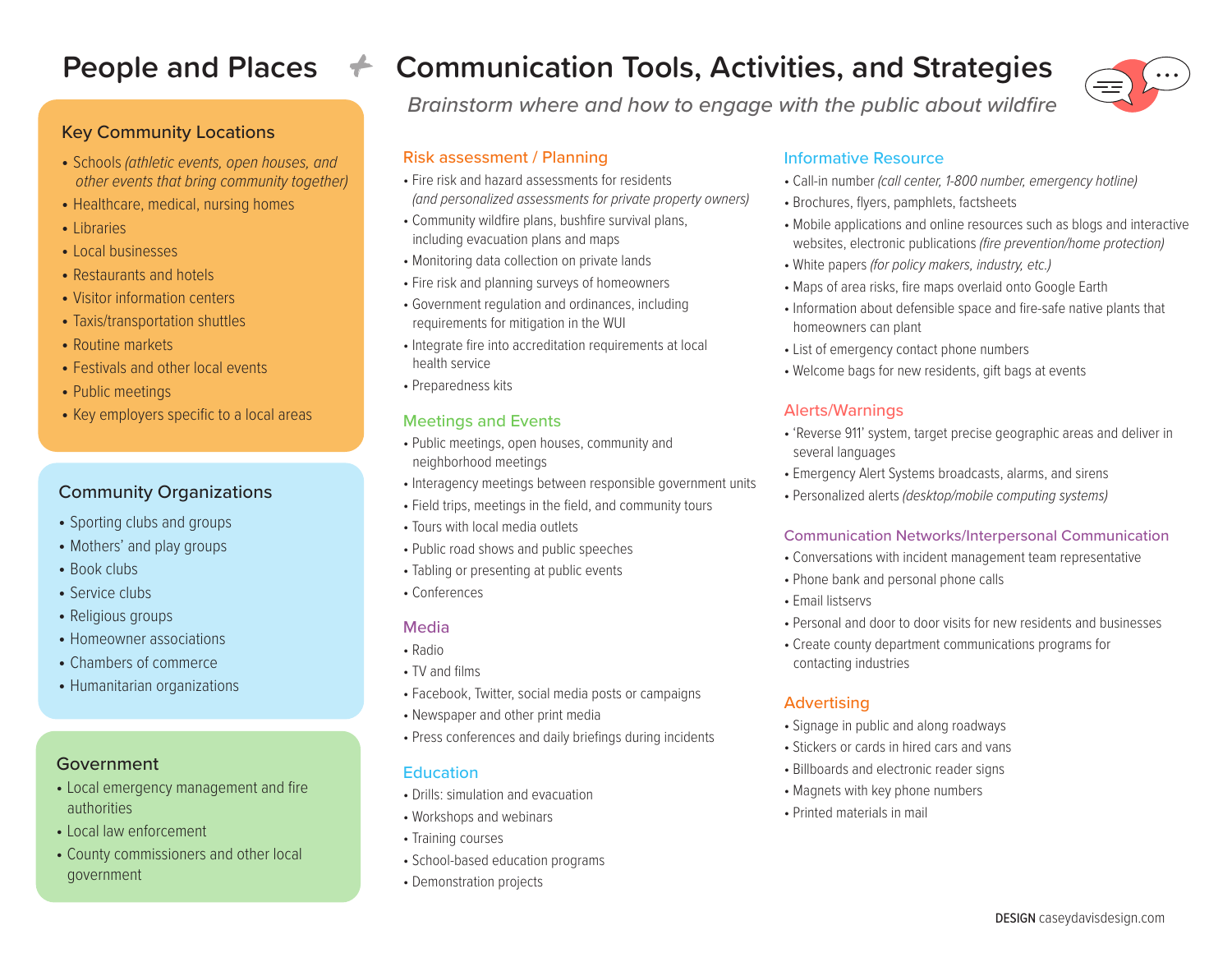# People and Places + Communication Tools, Activities, and Strategies

*Brainstorm where and how to engage with the public about wildfire*

## Key Community Locations

- Schools *(athletic events, open houses, and other events that bring community together)*
- Healthcare, medical, nursing homes
- Libraries
- Local businesses
- Restaurants and hotels
- Visitor information centers
- Taxis/transportation shuttles
- Routine markets
- Festivals and other local events
- Public meetings
- Key employers specific to a local areas

## Community Organizations

- Sporting clubs and groups
- Mothers' and play groups
- Book clubs
- Service clubs
- Religious groups
- Homeowner associations
- Chambers of commerce
- Humanitarian organizations

## Government

- Local emergency management and fire authorities
- Local law enforcement
- County commissioners and other local government

## Risk assessment / Planning

- Fire risk and hazard assessments for residents *(and personalized assessments for private property owners)*
- Community wildfire plans, bushfire survival plans, including evacuation plans and maps
- Monitoring data collection on private lands
- Fire risk and planning surveys of homeowners
- Government regulation and ordinances, including requirements for mitigation in the WUI
- Integrate fire into accreditation requirements at local health service
- Preparedness kits

## Meetings and Events

- Public meetings, open houses, community and neighborhood meetings
- Interagency meetings between responsible government units
- Field trips, meetings in the field, and community tours
- Tours with local media outlets
- Public road shows and public speeches
- Tabling or presenting at public events
- Conferences

## Media

- Radio
- TV and films
- Facebook, Twitter, social media posts or campaigns
- Newspaper and other print media
- Press conferences and daily briefings during incidents

## Education

- Drills: simulation and evacuation
- Workshops and webinars
- Training courses
- School-based education programs
- Demonstration projects

## Informative Resource

- Call-in number *(call center, 1-800 number, emergency hotline)*
- Brochures, flyers, pamphlets, factsheets
- Mobile applications and online resources such as blogs and interactive websites, electronic publications *(fire prevention/home protection)*
- White papers *(for policy makers, industry, etc.)*
- Maps of area risks, fire maps overlaid onto Google Earth
- Information about defensible space and fire-safe native plants that homeowners can plant
- List of emergency contact phone numbers
- Welcome bags for new residents, gift bags at events

## Alerts/Warnings

- 'Reverse 911' system, target precise geographic areas and deliver in several languages
- Emergency Alert Systems broadcasts, alarms, and sirens
- Personalized alerts *(desktop/mobile computing systems)*

## Communication Networks/Interpersonal Communication

- Conversations with incident management team representative
- Phone bank and personal phone calls
- Email listservs
- Personal and door to door visits for new residents and businesses
- Create county department communications programs for contacting industries

## Advertising

- Signage in public and along roadways
- Stickers or cards in hired cars and vans
- Billboards and electronic reader signs
- Magnets with key phone numbers
- Printed materials in mail

**DESIGN** caseydavisdesign.com